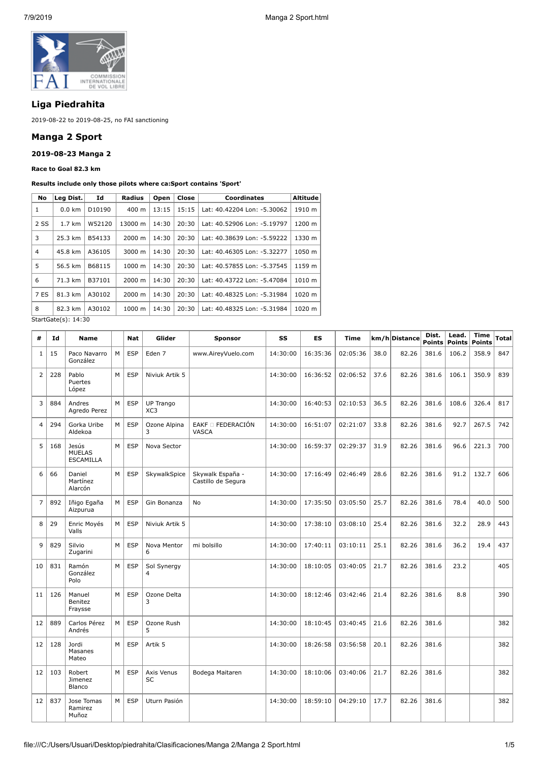## Liga Piedrahita

2019-08-22 to 2019-08-25, no FAI sanctioning

## Manga 2 Sport

### 2019-08-23 Manga 2

**Race to Goal 82.3 km**

**Results include only those pilots where ca:Sport contains 'Sport'**

| No | Leg Dist. | Id | Radius | Open | Close | Coordinates | Altitude |
|---|---|---|---|---|---|---|---|
| 1 | 0.0 km | D10190 | 400 m | 13:15 | 15:15 | Lat: 40.42204 Lon: -5.30062 | 1910 m |
| 2 SS | 1.7 km | W52120 | 13000 m | 14:30 | 20:30 | Lat: 40.52906 Lon: -5.19797 | 1200 m |
| 3 | 25.3 km | B54133 | 2000 m | 14:30 | 20:30 | Lat: 40.38639 Lon: -5.59222 | 1330 m |
| 4 | 45.8 km | A36105 | 3000 m | 14:30 | 20:30 | Lat: 40.46305 Lon: -5.32277 | 1050 m |
| 5 | 56.5 km | B68115 | 1000 m | 14:30 | 20:30 | Lat: 40.57855 Lon: -5.37545 | 1159 m |
| 6 | 71.3 km | B37101 | 2000 m | 14:30 | 20:30 | Lat: 40.43722 Lon: -5.47084 | 1010 m |
| 7 ES | 81.3 km | A30102 | 2000 m | 14:30 | 20:30 | Lat: 40.48325 Lon: -5.31984 | 1020 m |
| 8 | 82.3 km | A30102 | 1000 m | 14:30 | 20:30 | Lat: 40.48325 Lon: -5.31984 | 1020 m |

StartGate(s): 14:30

| # | Id | Name | | Nat | Glider | Sponsor | SS | ES | Time | km/h | Distance | Dist. Points | Lead. Points | Time Points | Total |
|---|---|---|---|---|---|---|---|---|---|---|---|---|---|---|---|
| 1 | 15 | Paco Navarro González | M | ESP | Eden 7 | www.AireyVuelo.com | 14:30:00 | 16:35:36 | 02:05:36 | 38.0 | 82.26 | 381.6 | 106.2 | 358.9 | 847 |
| 2 | 228 | Pablo Puertes López | M | ESP | Niviuk Artik 5 | | 14:30:00 | 16:36:52 | 02:06:52 | 37.6 | 82.26 | 381.6 | 106.1 | 350.9 | 839 |
| 3 | 884 | Andres Agredo Perez | M | ESP | UP Trango XC3 | | 14:30:00 | 16:40:53 | 02:10:53 | 36.5 | 82.26 | 381.6 | 108.6 | 326.4 | 817 |
| 4 | 294 | Gorka Uribe Aldekoa | M | ESP | Ozone Alpina 3 | EAKF FEDERACIÓN VASCA | 14:30:00 | 16:51:07 | 02:21:07 | 33.8 | 82.26 | 381.6 | 92.7 | 267.5 | 742 |
| 5 | 168 | Jesús MUELAS ESCAMILLA | M | ESP | Nova Sector | | 14:30:00 | 16:59:37 | 02:29:37 | 31.9 | 82.26 | 381.6 | 96.6 | 221.3 | 700 |
| 6 | 66 | Daniel Martínez Alarcón | M | ESP | SkywalkSpice | Skywalk España - Castillo de Segura | 14:30:00 | 17:16:49 | 02:46:49 | 28.6 | 82.26 | 381.6 | 91.2 | 132.7 | 606 |
| 7 | 892 | Iñigo Egaña Aizpurua | M | ESP | Gin Bonanza | No | 14:30:00 | 17:35:50 | 03:05:50 | 25.7 | 82.26 | 381.6 | 78.4 | 40.0 | 500 |
| 8 | 29 | Enric Moyés Valls | M | ESP | Niviuk Artik 5 | | 14:30:00 | 17:38:10 | 03:08:10 | 25.4 | 82.26 | 381.6 | 32.2 | 28.9 | 443 |
| 9 | 829 | Silvio Zugarini | M | ESP | Nova Mentor 6 | mi bolsillo | 14:30:00 | 17:40:11 | 03:10:11 | 25.1 | 82.26 | 381.6 | 36.2 | 19.4 | 437 |
| 10 | 831 | Ramón González Polo | M | ESP | Sol Synergy 4 | | 14:30:00 | 18:10:05 | 03:40:05 | 21.7 | 82.26 | 381.6 | 23.2 | | 405 |
| 11 | 126 | Manuel Benitez Fraysse | M | ESP | Ozone Delta 3 | | 14:30:00 | 18:12:46 | 03:42:46 | 21.4 | 82.26 | 381.6 | 8.8 | | 390 |
| 12 | 889 | Carlos Pérez Andrés | M | ESP | Ozone Rush 5 | | 14:30:00 | 18:10:45 | 03:40:45 | 21.6 | 82.26 | 381.6 | | | 382 |
| 12 | 128 | Jordi Masanes Mateo | M | ESP | Artik 5 | | 14:30:00 | 18:26:58 | 03:56:58 | 20.1 | 82.26 | 381.6 | | | 382 |
| 12 | 103 | Robert Jimenez Blanco | M | ESP | Axis Venus SC | Bodega Maitaren | 14:30:00 | 18:10:06 | 03:40:06 | 21.7 | 82.26 | 381.6 | | | 382 |
| 12 | 837 | Jose Tomas Ramirez Muñoz | M | ESP | Uturn Pasión | | 14:30:00 | 18:59:10 | 04:29:10 | 17.7 | 82.26 | 381.6 | | | 382 |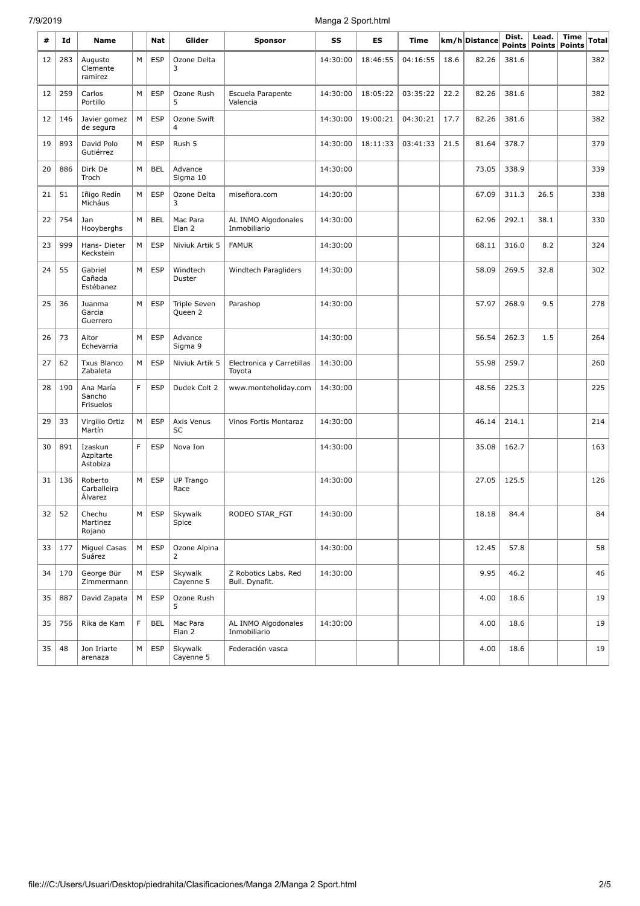| # | Id | Name | | Nat | Glider | Sponsor | SS | ES | Time | km/h | Distance | Dist. Points | Lead. Points | Time Points | Total |
|---|---|---|---|---|---|---|---|---|---|---|---|---|---|---|---|
| 12 | 283 | Augusto Clemente ramirez | M | ESP | Ozone Delta 3 | | 14:30:00 | 18:46:55 | 04:16:55 | 18.6 | 82.26 | 381.6 | | | 382 |
| 12 | 259 | Carlos Portillo | M | ESP | Ozone Rush 5 | Escuela Parapente Valencia | 14:30:00 | 18:05:22 | 03:35:22 | 22.2 | 82.26 | 381.6 | | | 382 |
| 12 | 146 | Javier gomez de segura | M | ESP | Ozone Swift 4 | | 14:30:00 | 19:00:21 | 04:30:21 | 17.7 | 82.26 | 381.6 | | | 382 |
| 19 | 893 | David Polo Gutiérrez | M | ESP | Rush 5 | | 14:30:00 | 18:11:33 | 03:41:33 | 21.5 | 81.64 | 378.7 | | | 379 |
| 20 | 886 | Dirk De Troch | M | BEL | Advance Sigma 10 | | 14:30:00 | | | | 73.05 | 338.9 | | | 339 |
| 21 | 51 | Iñigo Redín Micháus | M | ESP | Ozone Delta 3 | miseñora.com | 14:30:00 | | | | 67.09 | 311.3 | 26.5 | | 338 |
| 22 | 754 | Jan Hooyberghs | M | BEL | Mac Para Elan 2 | AL INMO Algodonales Inmobiliario | 14:30:00 | | | | 62.96 | 292.1 | 38.1 | | 330 |
| 23 | 999 | Hans- Dieter Keckstein | M | ESP | Niviuk Artik 5 | FAMUR | 14:30:00 | | | | 68.11 | 316.0 | 8.2 | | 324 |
| 24 | 55 | Gabriel Cañada Estébanez | M | ESP | Windtech Duster | Windtech Paragliders | 14:30:00 | | | | 58.09 | 269.5 | 32.8 | | 302 |
| 25 | 36 | Juanma Garcia Guerrero | M | ESP | Triple Seven Queen 2 | Parashop | 14:30:00 | | | | 57.97 | 268.9 | 9.5 | | 278 |
| 26 | 73 | Aitor Echevarria | M | ESP | Advance Sigma 9 | | 14:30:00 | | | | 56.54 | 262.3 | 1.5 | | 264 |
| 27 | 62 | Txus Blanco Zabaleta | M | ESP | Niviuk Artik 5 | Electronica y Carretillas Toyota | 14:30:00 | | | | 55.98 | 259.7 | | | 260 |
| 28 | 190 | Ana María Sancho Frisuelos | F | ESP | Dudek Colt 2 | www.monteholiday.com | 14:30:00 | | | | 48.56 | 225.3 | | | 225 |
| 29 | 33 | Virgilio Ortiz Martín | M | ESP | Axis Venus SC | Vinos Fortis Montaraz | 14:30:00 | | | | 46.14 | 214.1 | | | 214 |
| 30 | 891 | Izaskun Azpitarte Astobiza | F | ESP | Nova Ion | | 14:30:00 | | | | 35.08 | 162.7 | | | 163 |
| 31 | 136 | Roberto Carballeira Álvarez | M | ESP | UP Trango Race | | 14:30:00 | | | | 27.05 | 125.5 | | | 126 |
| 32 | 52 | Chechu Martinez Rojano | M | ESP | Skywalk Spice | RODEO STAR_FGT | 14:30:00 | | | | 18.18 | 84.4 | | | 84 |
| 33 | 177 | Miguel Casas Suárez | M | ESP | Ozone Alpina 2 | | 14:30:00 | | | | 12.45 | 57.8 | | | 58 |
| 34 | 170 | George Bür Zimmermann | M | ESP | Skywalk Cayenne 5 | Z Robotics Labs. Red Bull. Dynafit. | 14:30:00 | | | | 9.95 | 46.2 | | | 46 |
| 35 | 887 | David Zapata | M | ESP | Ozone Rush 5 | | | | | | 4.00 | 18.6 | | | 19 |
| 35 | 756 | Rika de Kam | F | BEL | Mac Para Elan 2 | AL INMO Algodonales Inmobiliario | 14:30:00 | | | | 4.00 | 18.6 | | | 19 |
| 35 | 48 | Jon Iriarte arenaza | M | ESP | Skywalk Cayenne 5 | Federación vasca | | | | | 4.00 | 18.6 | | | 19 |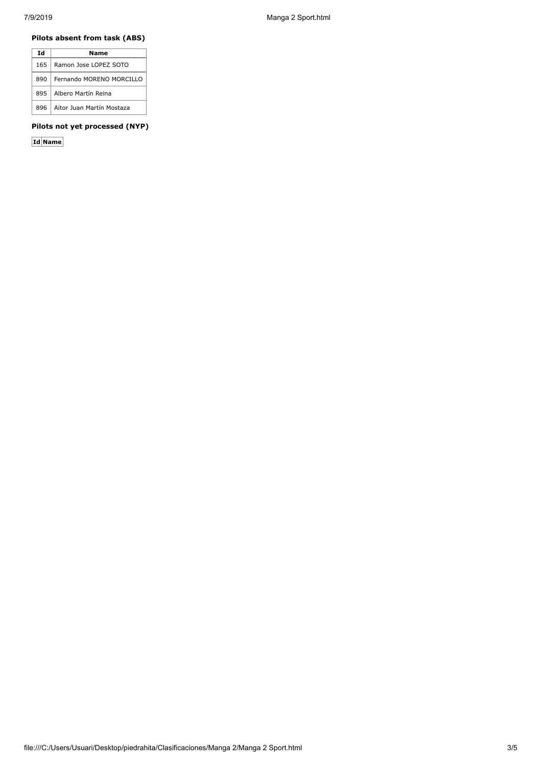### Pilots absent from task (ABS)

| Id | Name |
|---|---|
| 165 | Ramon Jose LOPEZ SOTO |
| 890 | Fernando MORENO MORCILLO |
| 895 | Albero Martín Reina |
| 896 | Aitor Juan Martín Mostaza |

### Pilots not yet processed (NYP)

| Id | Name |
|---|---|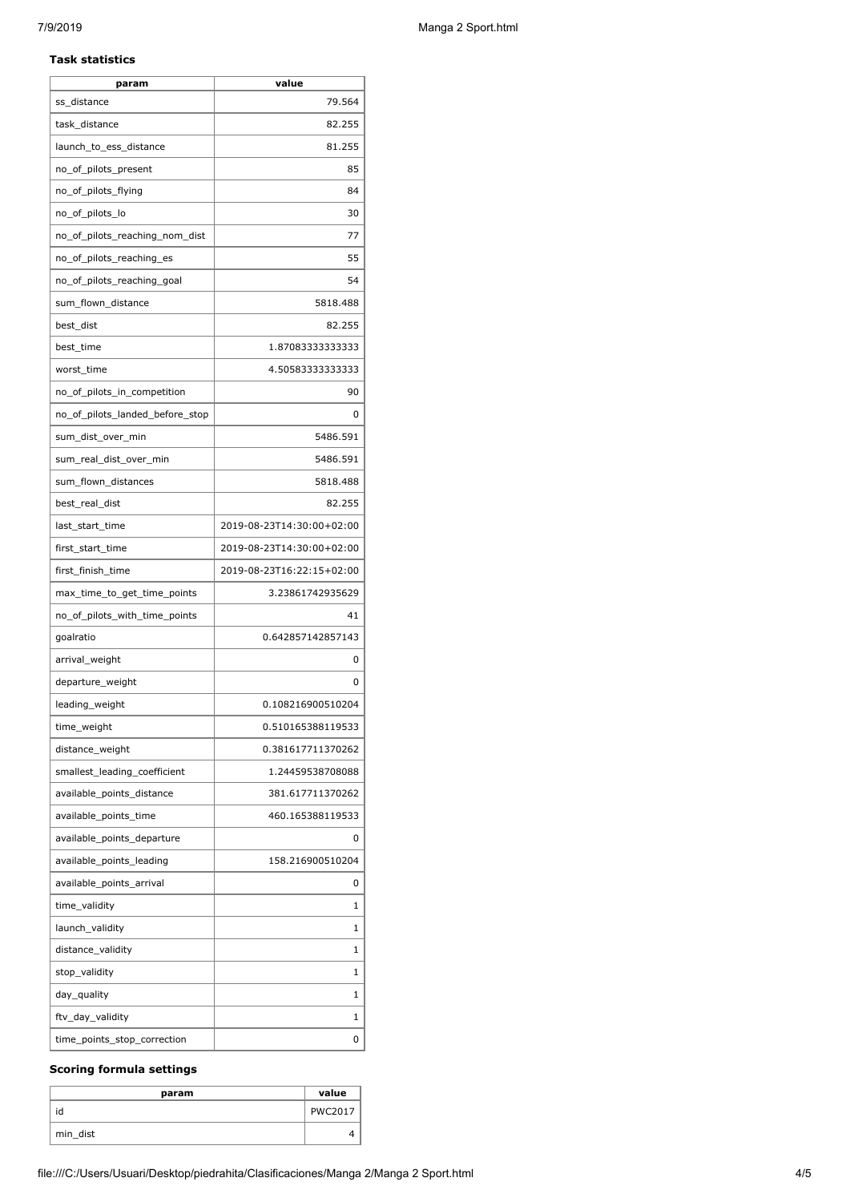### Task statistics

| param | value |
|---|---|
| ss_distance | 79.564 |
| task_distance | 82.255 |
| launch_to_ess_distance | 81.255 |
| no_of_pilots_present | 85 |
| no_of_pilots_flying | 84 |
| no_of_pilots_lo | 30 |
| no_of_pilots_reaching_nom_dist | 77 |
| no_of_pilots_reaching_es | 55 |
| no_of_pilots_reaching_goal | 54 |
| sum_flown_distance | 5818.488 |
| best_dist | 82.255 |
| best_time | 1.87083333333333 |
| worst_time | 4.50583333333333 |
| no_of_pilots_in_competition | 90 |
| no_of_pilots_landed_before_stop | 0 |
| sum_dist_over_min | 5486.591 |
| sum_real_dist_over_min | 5486.591 |
| sum_flown_distances | 5818.488 |
| best_real_dist | 82.255 |
| last_start_time | 2019-08-23T14:30:00+02:00 |
| first_start_time | 2019-08-23T14:30:00+02:00 |
| first_finish_time | 2019-08-23T16:22:15+02:00 |
| max_time_to_get_time_points | 3.23861742935629 |
| no_of_pilots_with_time_points | 41 |
| goalratio | 0.642857142857143 |
| arrival_weight | 0 |
| departure_weight | 0 |
| leading_weight | 0.108216900510204 |
| time_weight | 0.510165388119533 |
| distance_weight | 0.381617711370262 |
| smallest_leading_coefficient | 1.24459538708088 |
| available_points_distance | 381.617711370262 |
| available_points_time | 460.165388119533 |
| available_points_departure | 0 |
| available_points_leading | 158.216900510204 |
| available_points_arrival | 0 |
| time_validity | 1 |
| launch_validity | 1 |
| distance_validity | 1 |
| stop_validity | 1 |
| day_quality | 1 |
| ftv_day_validity | 1 |
| time_points_stop_correction | 0 |

### Scoring formula settings

| param | value |
|---|---|
| id | PWC2017 |
| min_dist | 4 |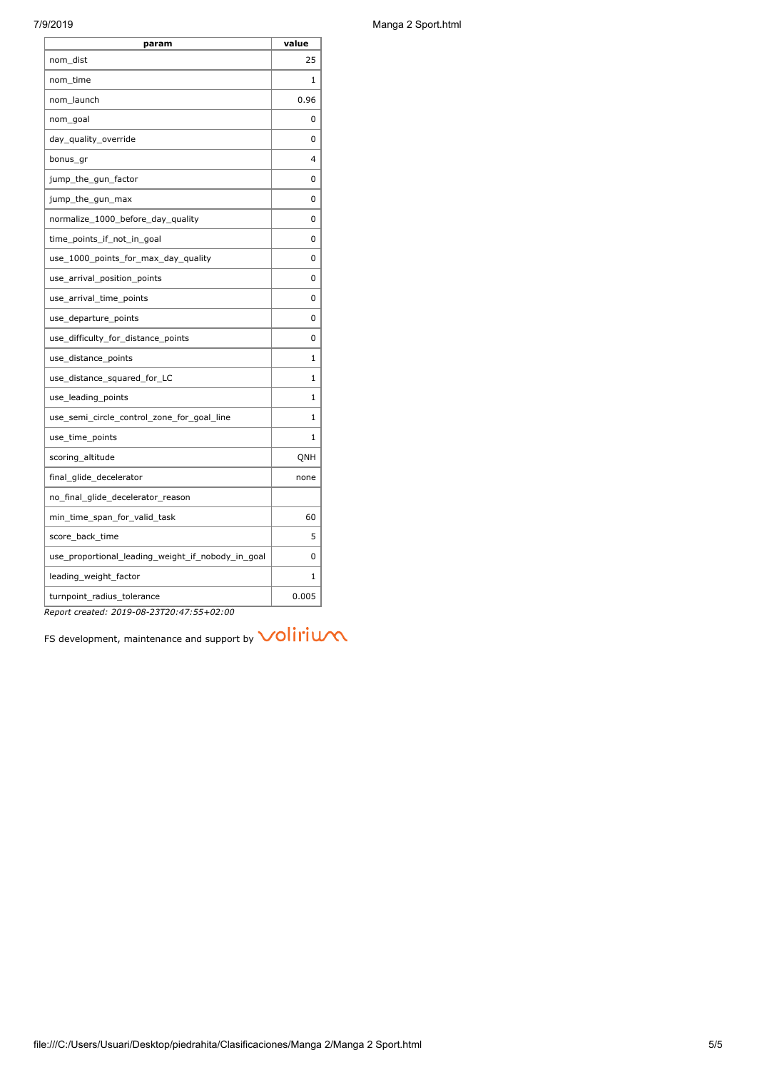| param | value |
|---|---|
| nom_dist | 25 |
| nom_time | 1 |
| nom_launch | 0.96 |
| nom_goal | 0 |
| day_quality_override | 0 |
| bonus_gr | 4 |
| jump_the_gun_factor | 0 |
| jump_the_gun_max | 0 |
| normalize_1000_before_day_quality | 0 |
| time_points_if_not_in_goal | 0 |
| use_1000_points_for_max_day_quality | 0 |
| use_arrival_position_points | 0 |
| use_arrival_time_points | 0 |
| use_departure_points | 0 |
| use_difficulty_for_distance_points | 0 |
| use_distance_points | 1 |
| use_distance_squared_for_LC | 1 |
| use_leading_points | 1 |
| use_semi_circle_control_zone_for_goal_line | 1 |
| use_time_points | 1 |
| scoring_altitude | QNH |
| final_glide_decelerator | none |
| no_final_glide_decelerator_reason | |
| min_time_span_for_valid_task | 60 |
| score_back_time | 5 |
| use_proportional_leading_weight_if_nobody_in_goal | 0 |
| leading_weight_factor | 1 |
| turnpoint_radius_tolerance | 0.005 |

*Report created: 2019-08-23T20:47:55+02:00*

FS development, maintenance and support by volirium